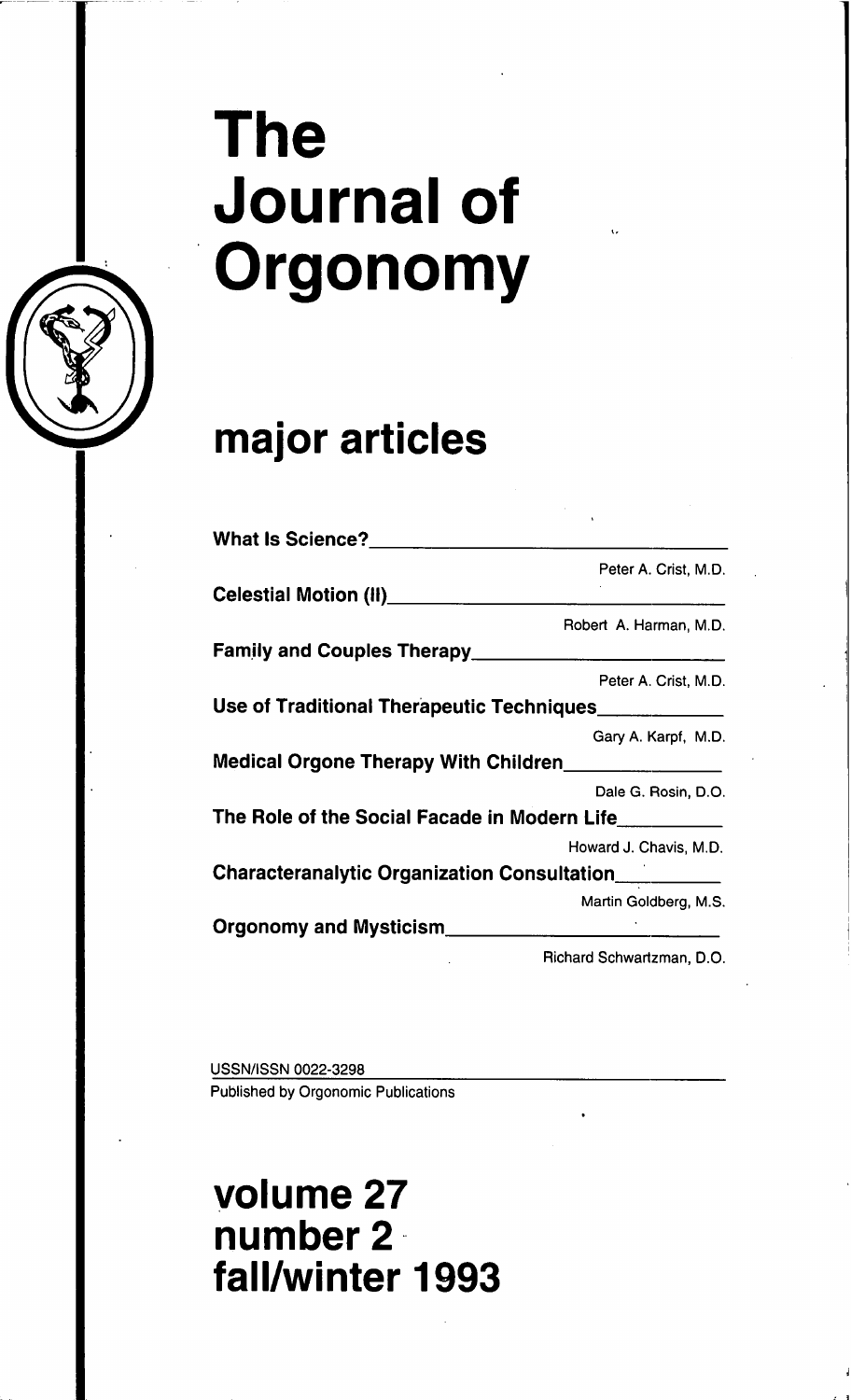# The Journal of Orgonomy

## major articles

**What Is Science?**
Peter A. Crist, M.D.

**Celestial Motion (II)**
Robert A. Harman, M.D.

**Family and Couples Therapy**
Peter A. Crist, M.D.

**Use of Traditional Therapeutic Techniques**
Gary A. Karpf, M.D.

**Medical Orgone Therapy With Children**
Dale G. Rosin, D.O.

**The Role of the Social Facade in Modern Life**
Howard J. Chavis, M.D.

**Characteranalytic Organization Consultation**
Martin Goldberg, M.S.

**Orgonomy and Mysticism**
Richard Schwartzman, D.O.

USSN/ISSN 0022-3298
Published by Orgonomic Publications

## volume 27 number 2 fall/winter 1993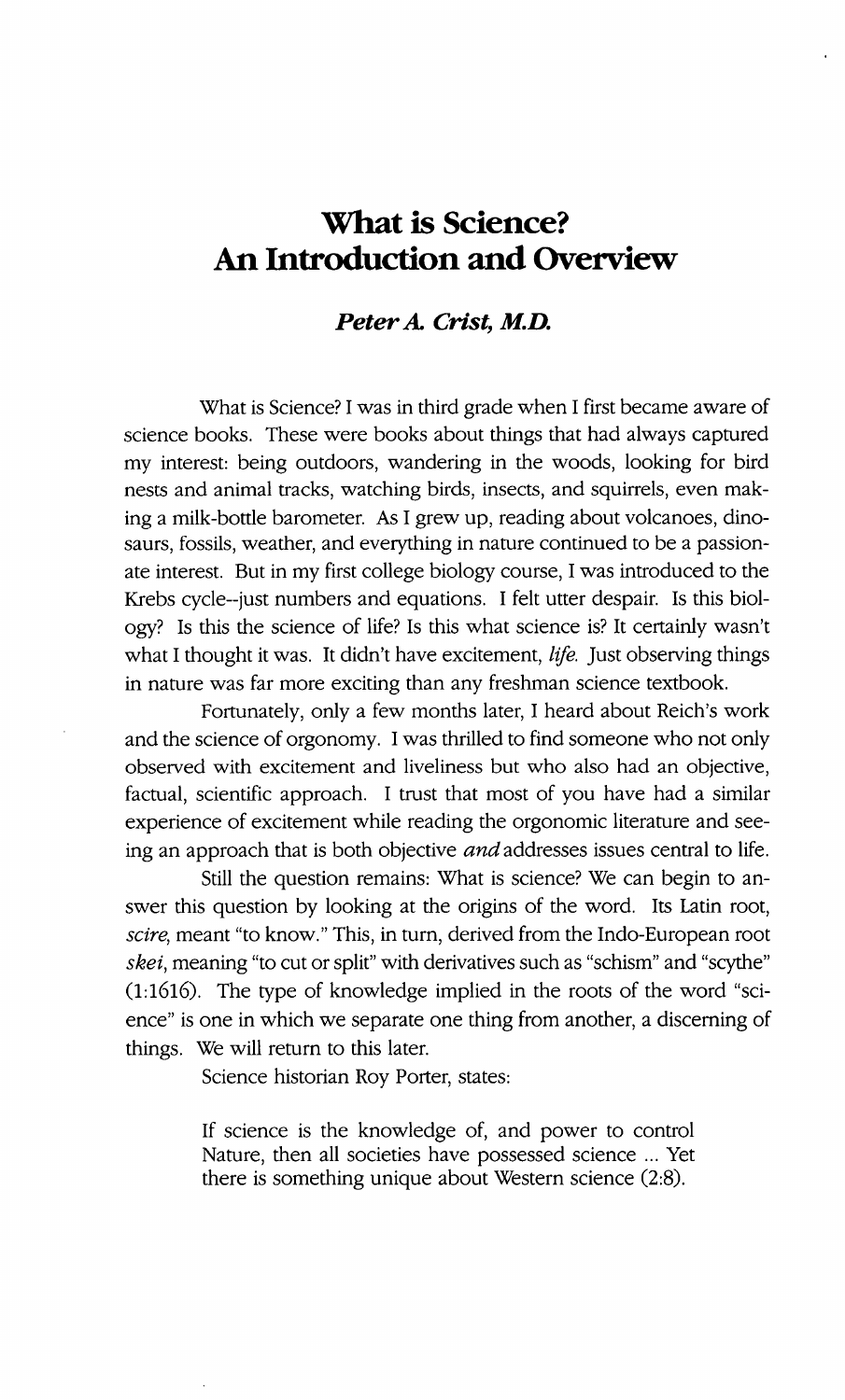# What is Science? An Introduction and Overview

### *Peter A. Crist, M.D.*

What is Science? I was in third grade when I first became aware of science books. These were books about things that had always captured my interest: being outdoors, wandering in the woods, looking for bird nests and animal tracks, watching birds, insects, and squirrels, even making a milk-bottle barometer. As I grew up, reading about volcanoes, dinosaurs, fossils, weather, and everything in nature continued to be a passionate interest. But in my first college biology course, I was introduced to the Krebs cycle--just numbers and equations. I felt utter despair. Is this biology? Is this the science of life? Is this what science is? It certainly wasn't what I thought it was. It didn't have excitement, *life*. Just observing things in nature was far more exciting than any freshman science textbook.

Fortunately, only a few months later, I heard about Reich's work and the science of orgonomy. I was thrilled to find someone who not only observed with excitement and liveliness but who also had an objective, factual, scientific approach. I trust that most of you have had a similar experience of excitement while reading the orgonomic literature and seeing an approach that is both objective *and* addresses issues central to life.

Still the question remains: What is science? We can begin to answer this question by looking at the origins of the word. Its Latin root, *scire*, meant "to know." This, in turn, derived from the Indo-European root *skei*, meaning "to cut or split" with derivatives such as "schism" and "scythe" (1:1616). The type of knowledge implied in the roots of the word "science" is one in which we separate one thing from another, a discerning of things. We will return to this later.

Science historian Roy Porter, states:

> If science is the knowledge of, and power to control Nature, then all societies have possessed science ... Yet there is something unique about Western science (2:8).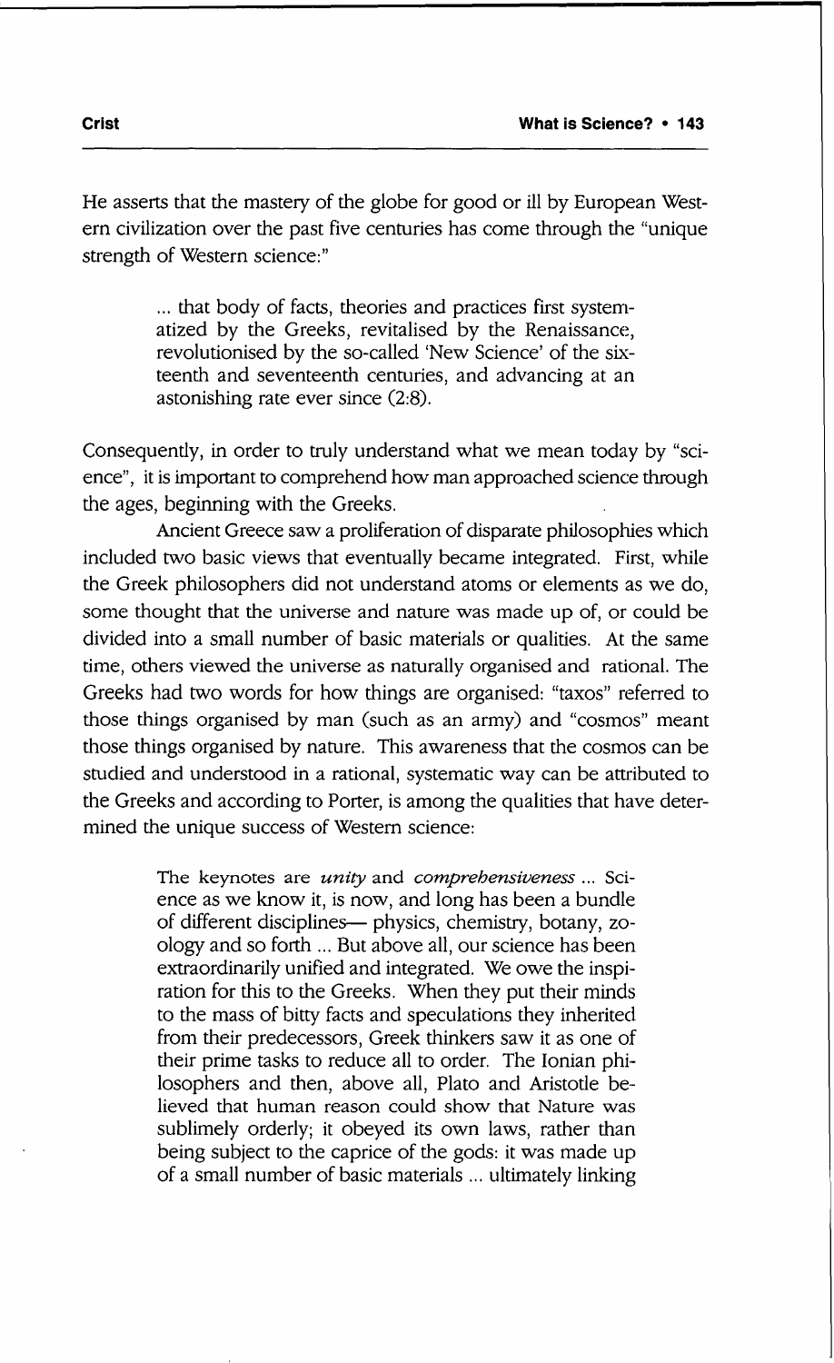He asserts that the mastery of the globe for good or ill by European Western civilization over the past five centuries has come through the "unique strength of Western science:"

> ... that body of facts, theories and practices first systematized by the Greeks, revitalised by the Renaissance, revolutionised by the so-called 'New Science' of the sixteenth and seventeenth centuries, and advancing at an astonishing rate ever since (2:8).

Consequently, in order to truly understand what we mean today by "science", it is important to comprehend how man approached science through the ages, beginning with the Greeks.

Ancient Greece saw a proliferation of disparate philosophies which included two basic views that eventually became integrated. First, while the Greek philosophers did not understand atoms or elements as we do, some thought that the universe and nature was made up of, or could be divided into a small number of basic materials or qualities. At the same time, others viewed the universe as naturally organised and rational. The Greeks had two words for how things are organised: "taxos" referred to those things organised by man (such as an army) and "cosmos" meant those things organised by nature. This awareness that the cosmos can be studied and understood in a rational, systematic way can be attributed to the Greeks and according to Porter, is among the qualities that have determined the unique success of Western science:

> The keynotes are *unity* and *comprehensiveness* ... Science as we know it, is now, and long has been a bundle of different disciplines— physics, chemistry, botany, zoology and so forth ... But above all, our science has been extraordinarily unified and integrated. We owe the inspiration for this to the Greeks. When they put their minds to the mass of bitty facts and speculations they inherited from their predecessors, Greek thinkers saw it as one of their prime tasks to reduce all to order. The Ionian philosophers and then, above all, Plato and Aristotle believed that human reason could show that Nature was sublimely orderly; it obeyed its own laws, rather than being subject to the caprice of the gods: it was made up of a small number of basic materials ... ultimately linking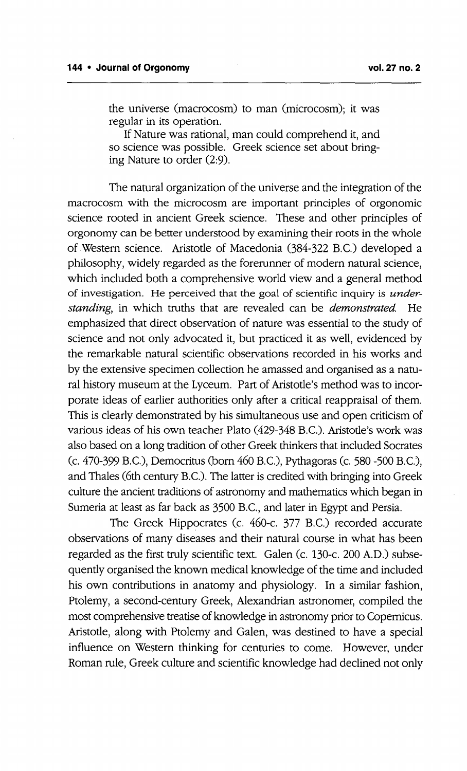the universe (macrocosm) to man (microcosm); it was regular in its operation.

If Nature was rational, man could comprehend it, and so science was possible. Greek science set about bringing Nature to order (2:9).

The natural organization of the universe and the integration of the macrocosm with the microcosm are important principles of orgonomic science rooted in ancient Greek science. These and other principles of orgonomy can be better understood by examining their roots in the whole of Western science. Aristotle of Macedonia (384-322 B.C.) developed a philosophy, widely regarded as the forerunner of modern natural science, which included both a comprehensive world view and a general method of investigation. He perceived that the goal of scientific inquiry is *understanding*, in which truths that are revealed can be *demonstrated*. He emphasized that direct observation of nature was essential to the study of science and not only advocated it, but practiced it as well, evidenced by the remarkable natural scientific observations recorded in his works and by the extensive specimen collection he amassed and organised as a natural history museum at the Lyceum. Part of Aristotle's method was to incorporate ideas of earlier authorities only after a critical reappraisal of them. This is clearly demonstrated by his simultaneous use and open criticism of various ideas of his own teacher Plato (429-348 B.C.). Aristotle's work was also based on a long tradition of other Greek thinkers that included Socrates (c. 470-399 B.C.), Democritus (born 460 B.C.), Pythagoras (c. 580 -500 B.C.), and Thales (6th century B.C.). The latter is credited with bringing into Greek culture the ancient traditions of astronomy and mathematics which began in Sumeria at least as far back as 3500 B.C., and later in Egypt and Persia.

The Greek Hippocrates (c. 460-c. 377 B.C.) recorded accurate observations of many diseases and their natural course in what has been regarded as the first truly scientific text. Galen (c. 130-c. 200 A.D.) subsequently organised the known medical knowledge of the time and included his own contributions in anatomy and physiology. In a similar fashion, Ptolemy, a second-century Greek, Alexandrian astronomer, compiled the most comprehensive treatise of knowledge in astronomy prior to Copernicus. Aristotle, along with Ptolemy and Galen, was destined to have a special influence on Western thinking for centuries to come. However, under Roman rule, Greek culture and scientific knowledge had declined not only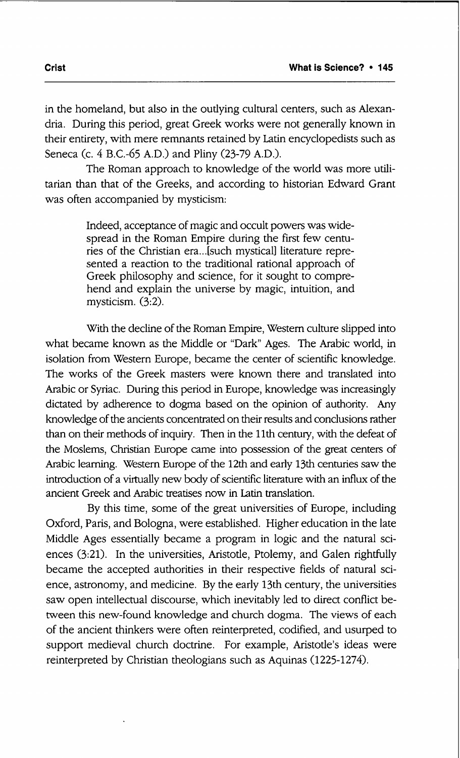in the homeland, but also in the outlying cultural centers, such as Alexandria. During this period, great Greek works were not generally known in their entirety, with mere remnants retained by Latin encyclopedists such as Seneca (c. 4 B.C.-65 A.D.) and Pliny (23-79 A.D.).

The Roman approach to knowledge of the world was more utilitarian than that of the Greeks, and according to historian Edward Grant was often accompanied by mysticism:

> Indeed, acceptance of magic and occult powers was widespread in the Roman Empire during the first few centuries of the Christian era...[such mystical] literature represented a reaction to the traditional rational approach of Greek philosophy and science, for it sought to comprehend and explain the universe by magic, intuition, and mysticism. (3:2).

With the decline of the Roman Empire, Western culture slipped into what became known as the Middle or "Dark" Ages. The Arabic world, in isolation from Western Europe, became the center of scientific knowledge. The works of the Greek masters were known there and translated into Arabic or Syriac. During this period in Europe, knowledge was increasingly dictated by adherence to dogma based on the opinion of authority. Any knowledge of the ancients concentrated on their results and conclusions rather than on their methods of inquiry. Then in the 11th century, with the defeat of the Moslems, Christian Europe came into possession of the great centers of Arabic learning. Western Europe of the 12th and early 13th centuries saw the introduction of a virtually new body of scientific literature with an influx of the ancient Greek and Arabic treatises now in Latin translation.

By this time, some of the great universities of Europe, including Oxford, Paris, and Bologna, were established. Higher education in the late Middle Ages essentially became a program in logic and the natural sciences (3:21). In the universities, Aristotle, Ptolemy, and Galen rightfully became the accepted authorities in their respective fields of natural science, astronomy, and medicine. By the early 13th century, the universities saw open intellectual discourse, which inevitably led to direct conflict between this new-found knowledge and church dogma. The views of each of the ancient thinkers were often reinterpreted, codified, and usurped to support medieval church doctrine. For example, Aristotle's ideas were reinterpreted by Christian theologians such as Aquinas (1225-1274).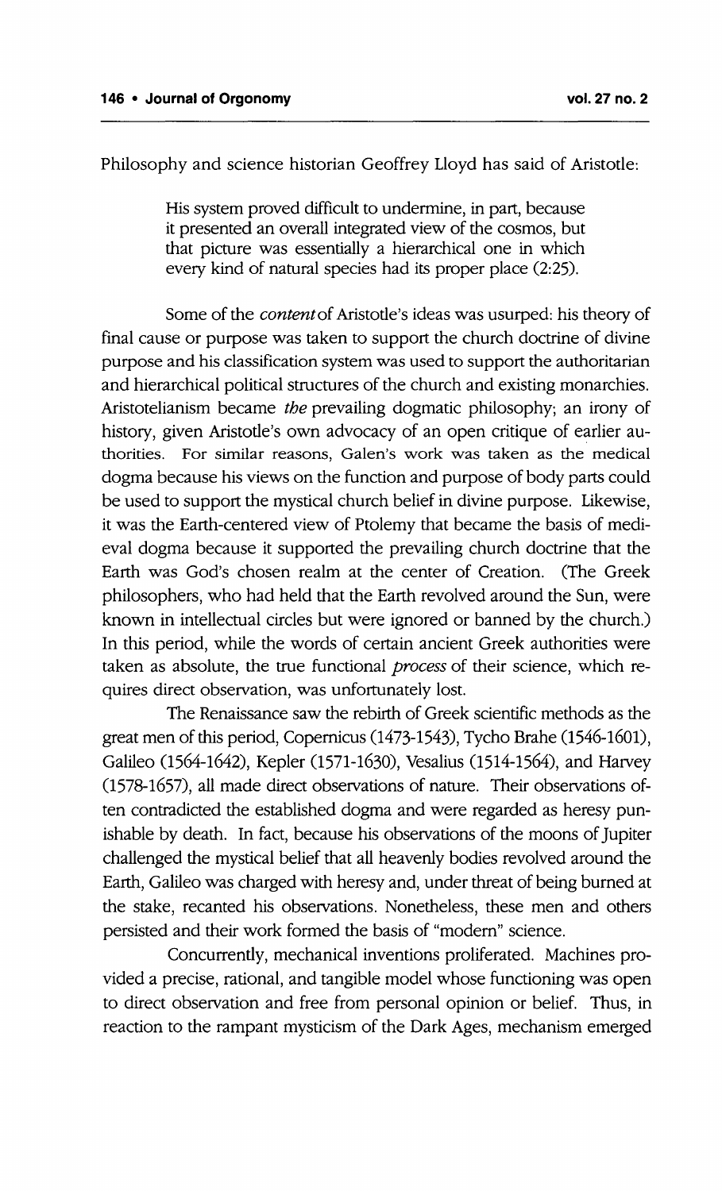Philosophy and science historian Geoffrey Lloyd has said of Aristotle:

> His system proved difficult to undermine, in part, because it presented an overall integrated view of the cosmos, but that picture was essentially a hierarchical one in which every kind of natural species had its proper place (2:25).

Some of the *content* of Aristotle's ideas was usurped: his theory of final cause or purpose was taken to support the church doctrine of divine purpose and his classification system was used to support the authoritarian and hierarchical political structures of the church and existing monarchies. Aristotelianism became *the* prevailing dogmatic philosophy; an irony of history, given Aristotle's own advocacy of an open critique of earlier authorities. For similar reasons, Galen's work was taken as the medical dogma because his views on the function and purpose of body parts could be used to support the mystical church belief in divine purpose. Likewise, it was the Earth-centered view of Ptolemy that became the basis of medieval dogma because it supported the prevailing church doctrine that the Earth was God's chosen realm at the center of Creation. (The Greek philosophers, who had held that the Earth revolved around the Sun, were known in intellectual circles but were ignored or banned by the church.) In this period, while the words of certain ancient Greek authorities were taken as absolute, the true functional *process* of their science, which requires direct observation, was unfortunately lost.

The Renaissance saw the rebirth of Greek scientific methods as the great men of this period, Copernicus (1473-1543), Tycho Brahe (1546-1601), Galileo (1564-1642), Kepler (1571-1630), Vesalius (1514-1564), and Harvey (1578-1657), all made direct observations of nature. Their observations often contradicted the established dogma and were regarded as heresy punishable by death. In fact, because his observations of the moons of Jupiter challenged the mystical belief that all heavenly bodies revolved around the Earth, Galileo was charged with heresy and, under threat of being burned at the stake, recanted his observations. Nonetheless, these men and others persisted and their work formed the basis of "modern" science.

Concurrently, mechanical inventions proliferated. Machines provided a precise, rational, and tangible model whose functioning was open to direct observation and free from personal opinion or belief. Thus, in reaction to the rampant mysticism of the Dark Ages, mechanism emerged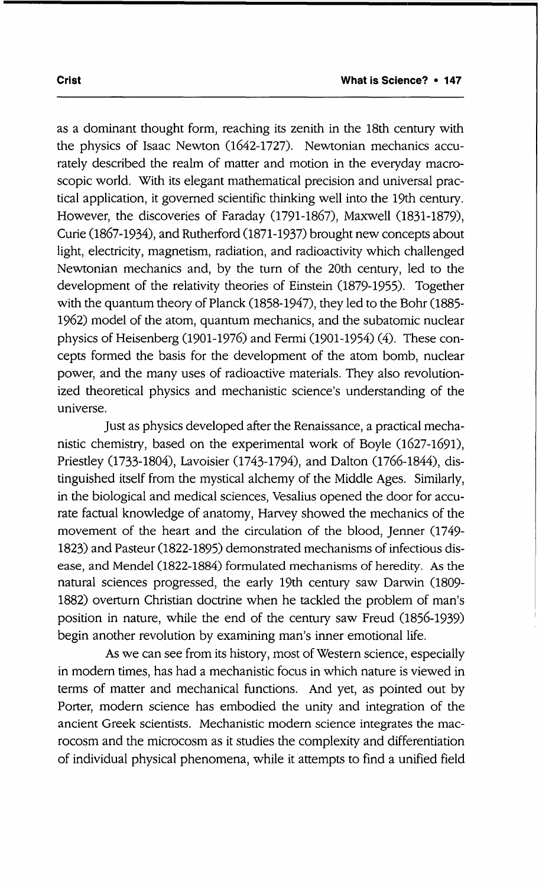as a dominant thought form, reaching its zenith in the 18th century with the physics of Isaac Newton (1642-1727). Newtonian mechanics accurately described the realm of matter and motion in the everyday macroscopic world. With its elegant mathematical precision and universal practical application, it governed scientific thinking well into the 19th century. However, the discoveries of Faraday (1791-1867), Maxwell (1831-1879), Curie (1867-1934), and Rutherford (1871-1937) brought new concepts about light, electricity, magnetism, radiation, and radioactivity which challenged Newtonian mechanics and, by the turn of the 20th century, led to the development of the relativity theories of Einstein (1879-1955). Together with the quantum theory of Planck (1858-1947), they led to the Bohr (1885-1962) model of the atom, quantum mechanics, and the subatomic nuclear physics of Heisenberg (1901-1976) and Fermi (1901-1954) (4). These concepts formed the basis for the development of the atom bomb, nuclear power, and the many uses of radioactive materials. They also revolutionized theoretical physics and mechanistic science's understanding of the universe.

Just as physics developed after the Renaissance, a practical mechanistic chemistry, based on the experimental work of Boyle (1627-1691), Priestley (1733-1804), Lavoisier (1743-1794), and Dalton (1766-1844), distinguished itself from the mystical alchemy of the Middle Ages. Similarly, in the biological and medical sciences, Vesalius opened the door for accurate factual knowledge of anatomy, Harvey showed the mechanics of the movement of the heart and the circulation of the blood, Jenner (1749-1823) and Pasteur (1822-1895) demonstrated mechanisms of infectious disease, and Mendel (1822-1884) formulated mechanisms of heredity. As the natural sciences progressed, the early 19th century saw Darwin (1809-1882) overturn Christian doctrine when he tackled the problem of man's position in nature, while the end of the century saw Freud (1856-1939) begin another revolution by examining man's inner emotional life.

As we can see from its history, most of Western science, especially in modern times, has had a mechanistic focus in which nature is viewed in terms of matter and mechanical functions. And yet, as pointed out by Porter, modern science has embodied the unity and integration of the ancient Greek scientists. Mechanistic modern science integrates the macrocosm and the microcosm as it studies the complexity and differentiation of individual physical phenomena, while it attempts to find a unified field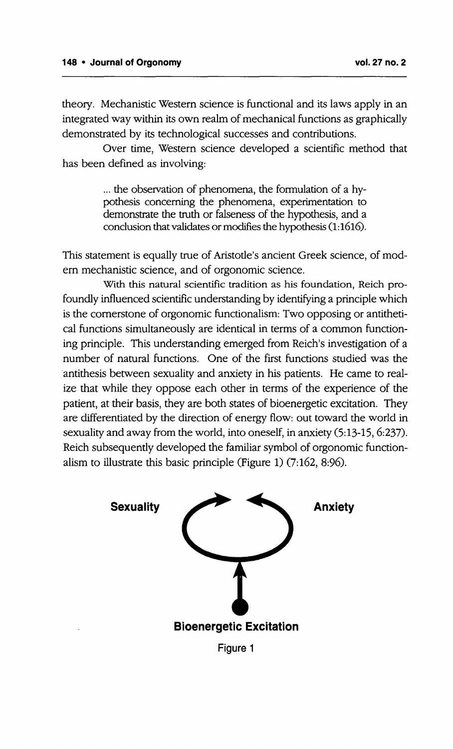theory. Mechanistic Western science is functional and its laws apply in an integrated way within its own realm of mechanical functions as graphically demonstrated by its technological successes and contributions.

Over time, Western science developed a scientific method that has been defined as involving:

> ... the observation of phenomena, the formulation of a hypothesis concerning the phenomena, experimentation to demonstrate the truth or falseness of the hypothesis, and a conclusion that validates or modifies the hypothesis (1:1616).

This statement is equally true of Aristotle's ancient Greek science, of modern mechanistic science, and of orgonomic science.

With this natural scientific tradition as his foundation, Reich profoundly influenced scientific understanding by identifying a principle which is the cornerstone of orgonomic functionalism: Two opposing or antithetical functions simultaneously are identical in terms of a common functioning principle. This understanding emerged from Reich's investigation of a number of natural functions. One of the first functions studied was the antithesis between sexuality and anxiety in his patients. He came to realize that while they oppose each other in terms of the experience of the patient, at their basis, they are both states of bioenergetic excitation. They are differentiated by the direction of energy flow: out toward the world in sexuality and away from the world, into oneself, in anxiety (5:13-15, 6:237). Reich subsequently developed the familiar symbol of orgonomic functionalism to illustrate this basic principle (Figure 1) (7:162, 8:96).

**Sexuality** **Anxiety**

**Bioenergetic Excitation**

Figure 1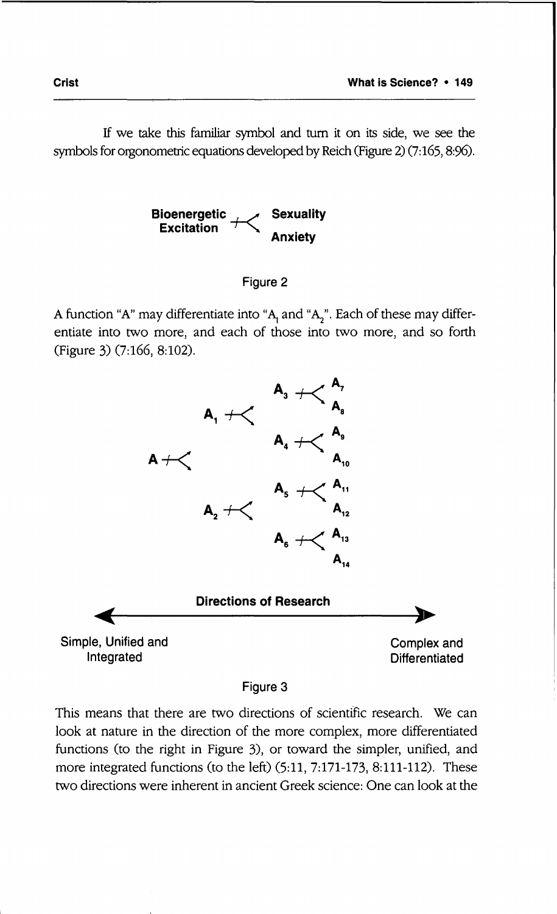If we take this familiar symbol and turn it on its side, we see the symbols for orgonometric equations developed by Reich (Figure 2) (7:165, 8:96).

**Bioenergetic Excitation** ⊣< **Sexuality** / **Anxiety**

Figure 2

A function "A" may differentiate into "$A_1$ and "$A_2$". Each of these may differentiate into two more, and each of those into two more, and so forth (Figure 3) (7:166, 8:102).

A ⊣< $A_1$, $A_2$

$A_1$ ⊣< $A_3$, $A_4$

$A_2$ ⊣< $A_5$, $A_6$

$A_3$ ⊣< $A_7$, $A_8$

$A_4$ ⊣< $A_9$, $A_{10}$

$A_5$ ⊣< $A_{11}$, $A_{12}$

$A_6$ ⊣< $A_{13}$, $A_{14}$

**Directions of Research**

Simple, Unified and Integrated ← → Complex and Differentiated

Figure 3

This means that there are two directions of scientific research. We can look at nature in the direction of the more complex, more differentiated functions (to the right in Figure 3), or toward the simpler, unified, and more integrated functions (to the left) (5:11, 7:171-173, 8:111-112). These two directions were inherent in ancient Greek science: One can look at the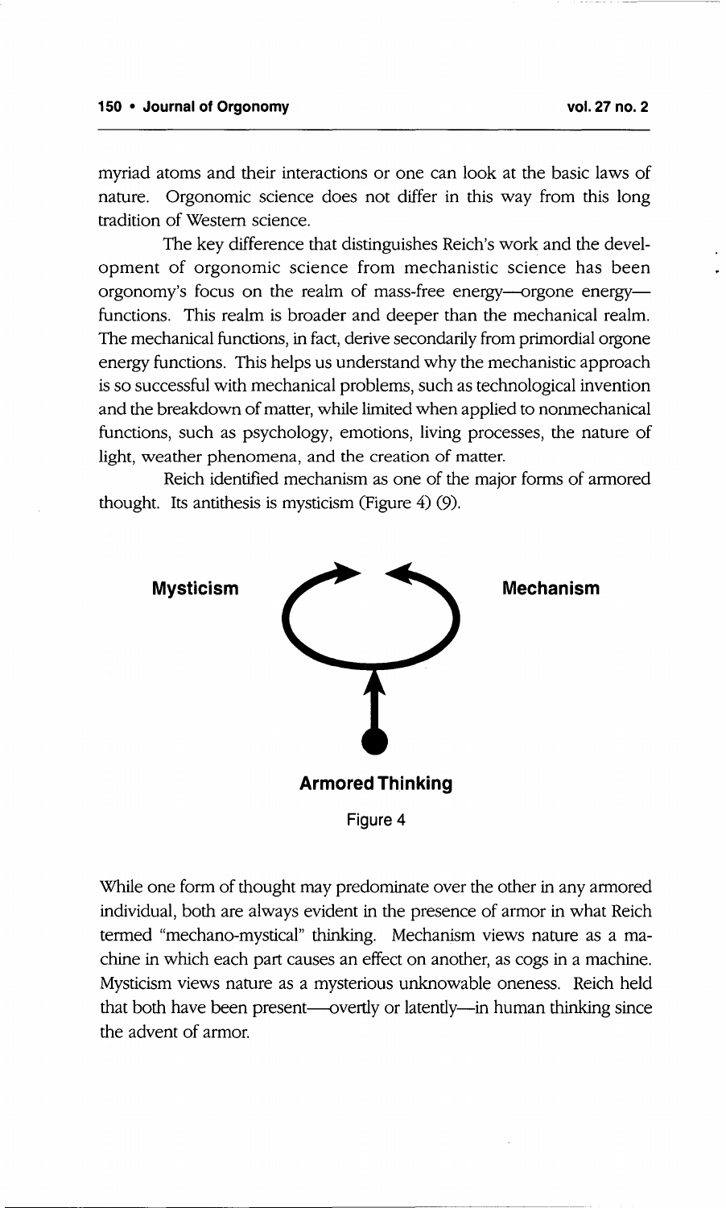myriad atoms and their interactions or one can look at the basic laws of nature. Orgonomic science does not differ in this way from this long tradition of Western science.

The key difference that distinguishes Reich's work and the development of orgonomic science from mechanistic science has been orgonomy's focus on the realm of mass-free energy—orgone energy—functions. This realm is broader and deeper than the mechanical realm. The mechanical functions, in fact, derive secondarily from primordial orgone energy functions. This helps us understand why the mechanistic approach is so successful with mechanical problems, such as technological invention and the breakdown of matter, while limited when applied to nonmechanical functions, such as psychology, emotions, living processes, the nature of light, weather phenomena, and the creation of matter.

Reich identified mechanism as one of the major forms of armored thought. Its antithesis is mysticism (Figure 4) (9).

**Mysticism** **Mechanism**

**Armored Thinking**

Figure 4

While one form of thought may predominate over the other in any armored individual, both are always evident in the presence of armor in what Reich termed "mechano-mystical" thinking. Mechanism views nature as a machine in which each part causes an effect on another, as cogs in a machine. Mysticism views nature as a mysterious unknowable oneness. Reich held that both have been present—overtly or latently—in human thinking since the advent of armor.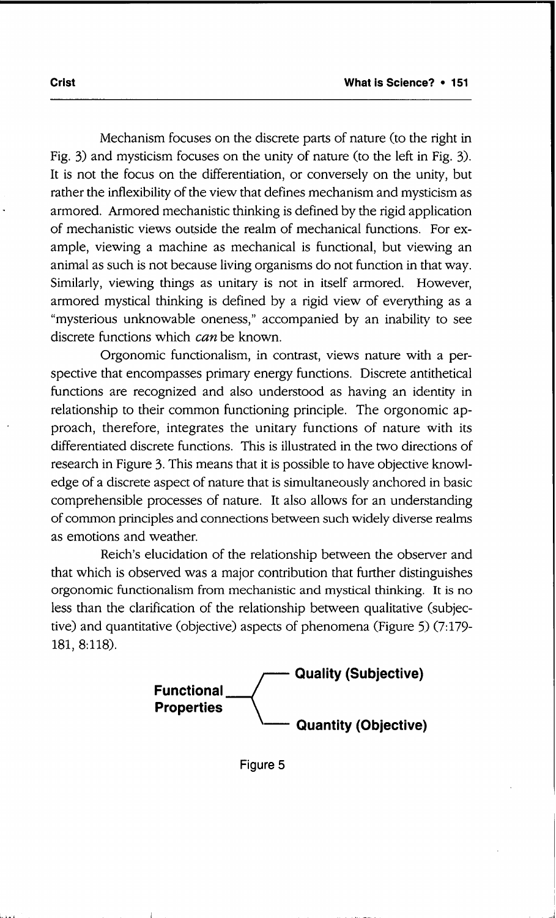Mechanism focuses on the discrete parts of nature (to the right in Fig. 3) and mysticism focuses on the unity of nature (to the left in Fig. 3). It is not the focus on the differentiation, or conversely on the unity, but rather the inflexibility of the view that defines mechanism and mysticism as armored. Armored mechanistic thinking is defined by the rigid application of mechanistic views outside the realm of mechanical functions. For example, viewing a machine as mechanical is functional, but viewing an animal as such is not because living organisms do not function in that way. Similarly, viewing things as unitary is not in itself armored. However, armored mystical thinking is defined by a rigid view of everything as a "mysterious unknowable oneness," accompanied by an inability to see discrete functions which *can* be known.

Orgonomic functionalism, in contrast, views nature with a perspective that encompasses primary energy functions. Discrete antithetical functions are recognized and also understood as having an identity in relationship to their common functioning principle. The orgonomic approach, therefore, integrates the unitary functions of nature with its differentiated discrete functions. This is illustrated in the two directions of research in Figure 3. This means that it is possible to have objective knowledge of a discrete aspect of nature that is simultaneously anchored in basic comprehensible processes of nature. It also allows for an understanding of common principles and connections between such widely diverse realms as emotions and weather.

Reich's elucidation of the relationship between the observer and that which is observed was a major contribution that further distinguishes orgonomic functionalism from mechanistic and mystical thinking. It is no less than the clarification of the relationship between qualitative (subjective) and quantitative (objective) aspects of phenomena (Figure 5) (7:179-181, 8:118).

**Functional Properties** —— **Quality (Subjective)**

**Functional Properties** —— **Quantity (Objective)**

Figure 5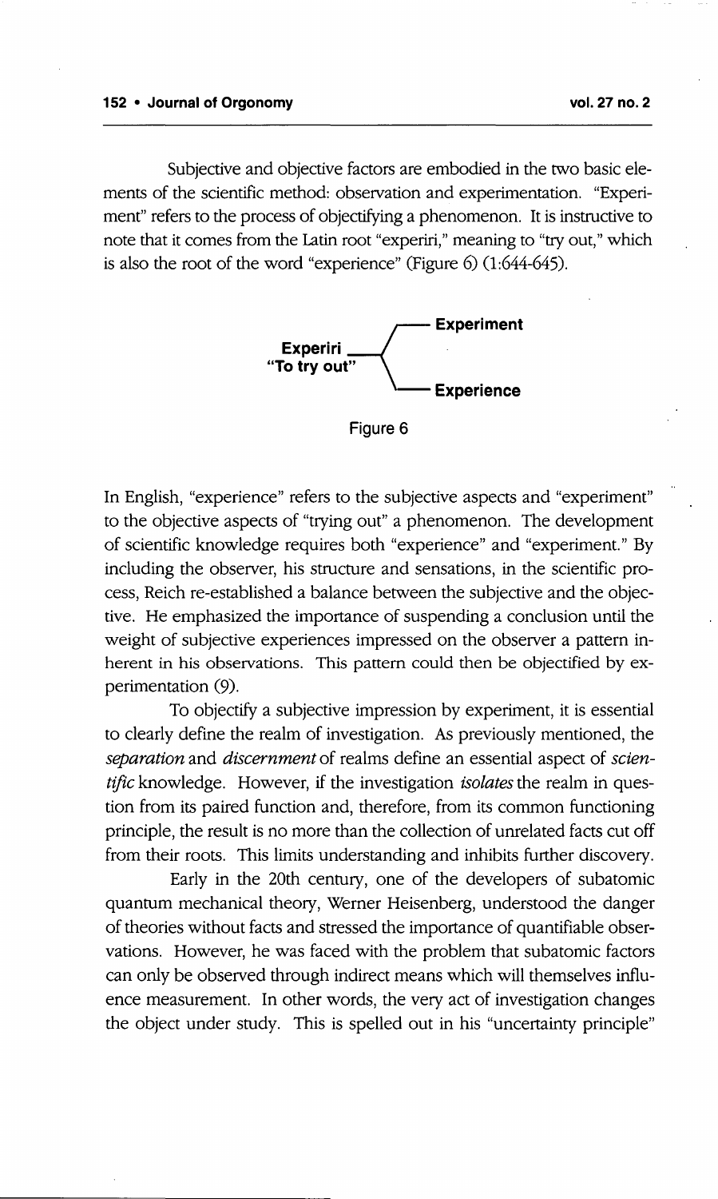Subjective and objective factors are embodied in the two basic elements of the scientific method: observation and experimentation. "Experiment" refers to the process of objectifying a phenomenon. It is instructive to note that it comes from the Latin root "experiri," meaning to "try out," which is also the root of the word "experience" (Figure 6) (1:644-645).

**Experiri**
**"To try out"** → **Experiment** / **Experience**

Figure 6

In English, "experience" refers to the subjective aspects and "experiment" to the objective aspects of "trying out" a phenomenon. The development of scientific knowledge requires both "experience" and "experiment." By including the observer, his structure and sensations, in the scientific process, Reich re-established a balance between the subjective and the objective. He emphasized the importance of suspending a conclusion until the weight of subjective experiences impressed on the observer a pattern inherent in his observations. This pattern could then be objectified by experimentation (9).

To objectify a subjective impression by experiment, it is essential to clearly define the realm of investigation. As previously mentioned, the *separation* and *discernment* of realms define an essential aspect of *scientific* knowledge. However, if the investigation *isolates* the realm in question from its paired function and, therefore, from its common functioning principle, the result is no more than the collection of unrelated facts cut off from their roots. This limits understanding and inhibits further discovery.

Early in the 20th century, one of the developers of subatomic quantum mechanical theory, Werner Heisenberg, understood the danger of theories without facts and stressed the importance of quantifiable observations. However, he was faced with the problem that subatomic factors can only be observed through indirect means which will themselves influence measurement. In other words, the very act of investigation changes the object under study. This is spelled out in his "uncertainty principle"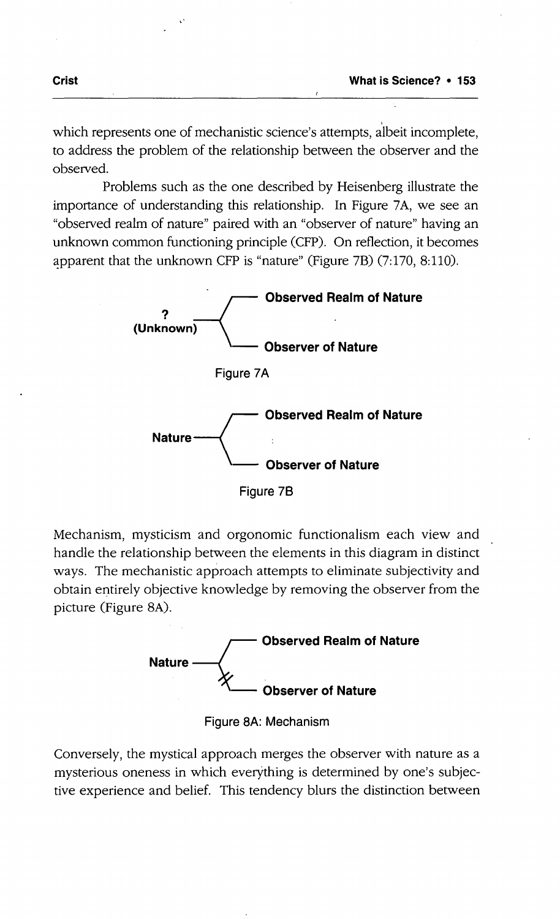which represents one of mechanistic science's attempts, albeit incomplete, to address the problem of the relationship between the observer and the observed.

Problems such as the one described by Heisenberg illustrate the importance of understanding this relationship. In Figure 7A, we see an "observed realm of nature" paired with an "observer of nature" having an unknown common functioning principle (CFP). On reflection, it becomes apparent that the unknown CFP is "nature" (Figure 7B) (7:170, 8:110).

```
                 ┌── Observed Realm of Nature
   ?          ───┤
(Unknown)        └── Observer of Nature
```

Figure 7A

```
                 ┌── Observed Realm of Nature
Nature ──────────┤
                 └── Observer of Nature
```

Figure 7B

Mechanism, mysticism and orgonomic functionalism each view and handle the relationship between the elements in this diagram in distinct ways. The mechanistic approach attempts to eliminate subjectivity and obtain entirely objective knowledge by removing the observer from the picture (Figure 8A).

```
                 ┌── Observed Realm of Nature
Nature ──────────┤
                 ✗
                 └── Observer of Nature
```

Figure 8A: Mechanism

Conversely, the mystical approach merges the observer with nature as a mysterious oneness in which everything is determined by one's subjective experience and belief. This tendency blurs the distinction between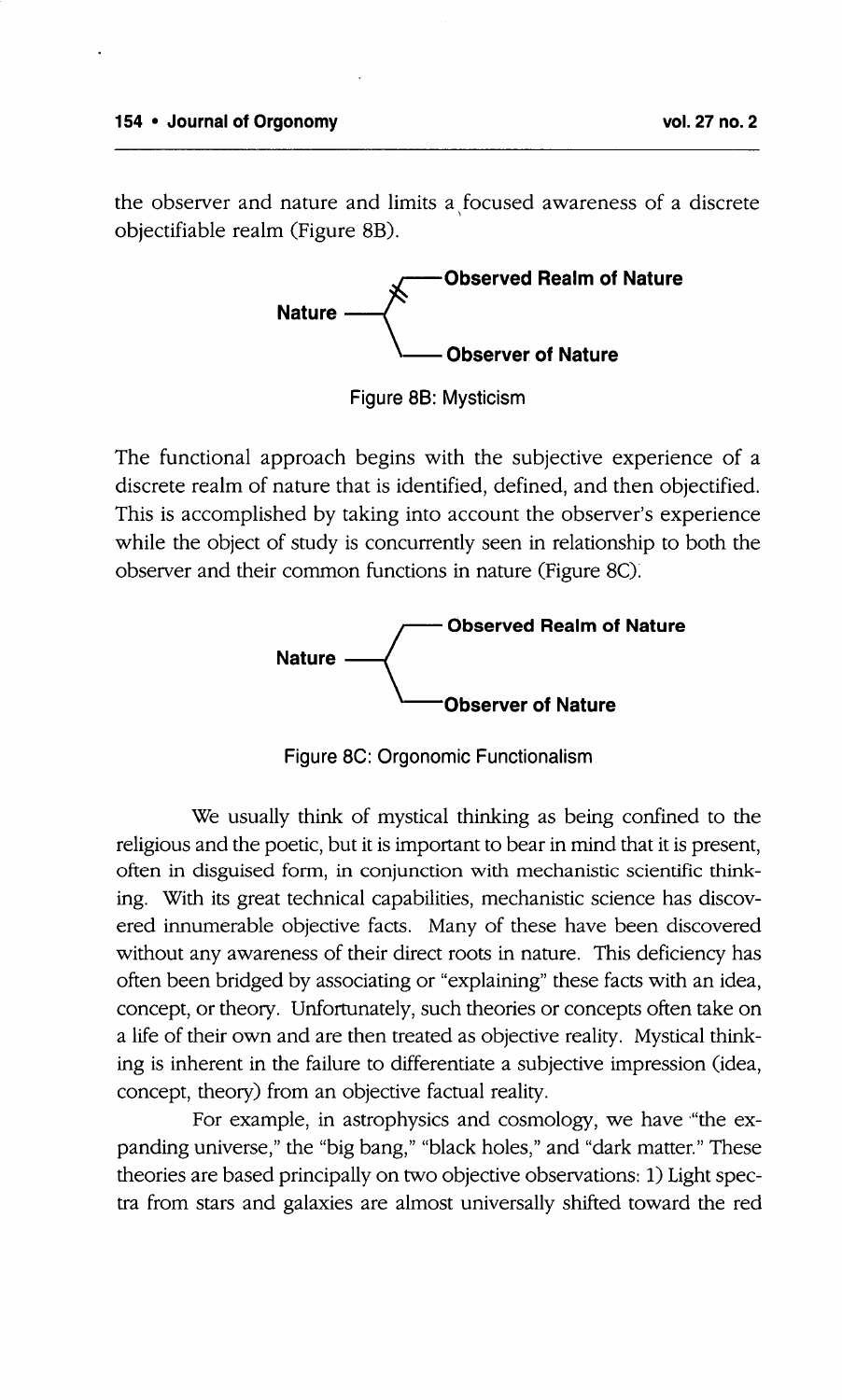the observer and nature and limits a focused awareness of a discrete objectifiable realm (Figure 8B).

```
         ╱── Observed Realm of Nature
Nature ──╳
         ╲── Observer of Nature
```

Figure 8B: Mysticism

The functional approach begins with the subjective experience of a discrete realm of nature that is identified, defined, and then objectified. This is accomplished by taking into account the observer's experience while the object of study is concurrently seen in relationship to both the observer and their common functions in nature (Figure 8C).

```
         ╱── Observed Realm of Nature
Nature ──
         ╲── Observer of Nature
```

Figure 8C: Orgonomic Functionalism

We usually think of mystical thinking as being confined to the religious and the poetic, but it is important to bear in mind that it is present, often in disguised form, in conjunction with mechanistic scientific thinking. With its great technical capabilities, mechanistic science has discovered innumerable objective facts. Many of these have been discovered without any awareness of their direct roots in nature. This deficiency has often been bridged by associating or "explaining" these facts with an idea, concept, or theory. Unfortunately, such theories or concepts often take on a life of their own and are then treated as objective reality. Mystical thinking is inherent in the failure to differentiate a subjective impression (idea, concept, theory) from an objective factual reality.

For example, in astrophysics and cosmology, we have "the expanding universe," the "big bang," "black holes," and "dark matter." These theories are based principally on two objective observations: 1) Light spectra from stars and galaxies are almost universally shifted toward the red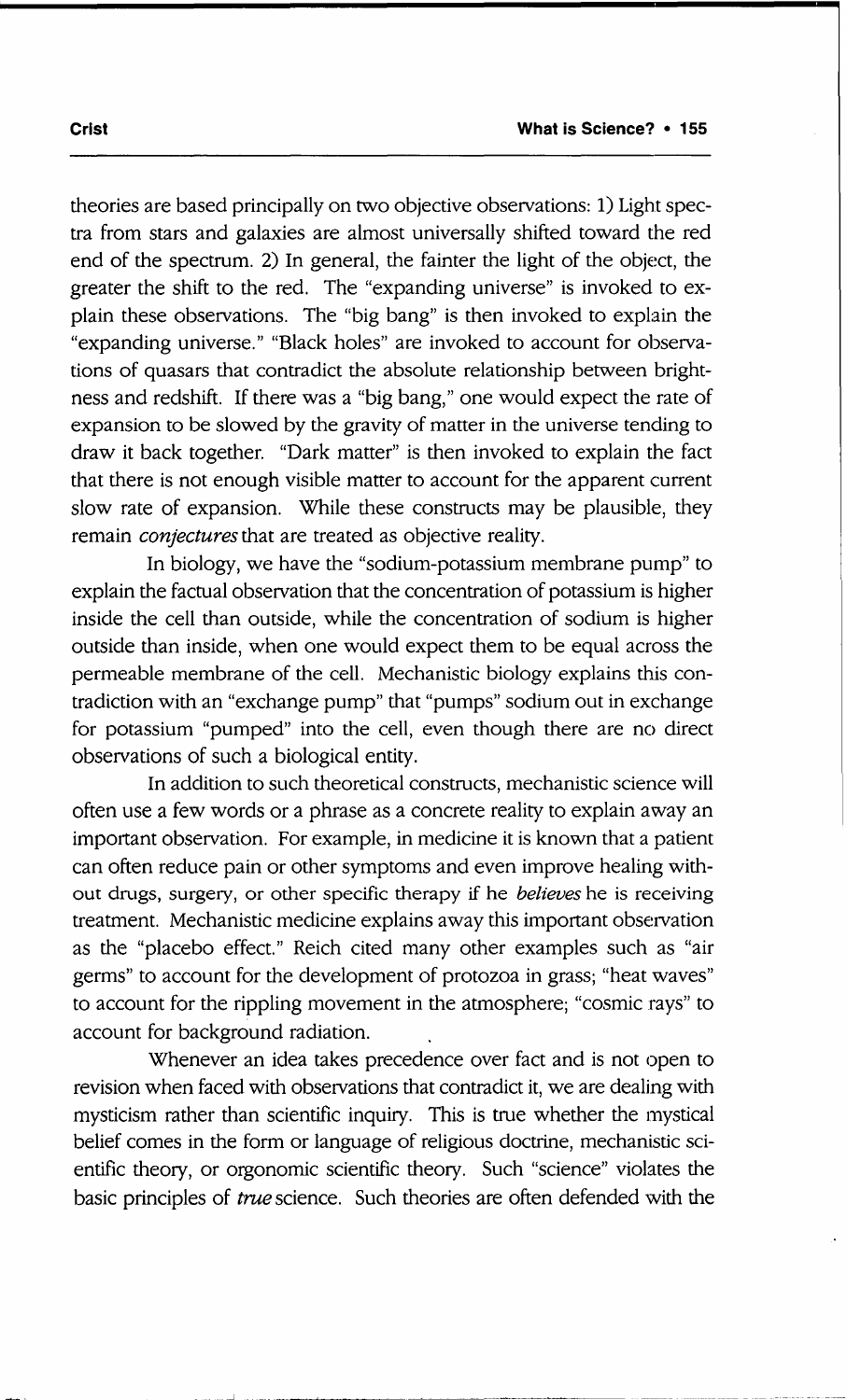theories are based principally on two objective observations: 1) Light spectra from stars and galaxies are almost universally shifted toward the red end of the spectrum. 2) In general, the fainter the light of the object, the greater the shift to the red. The "expanding universe" is invoked to explain these observations. The "big bang" is then invoked to explain the "expanding universe." "Black holes" are invoked to account for observations of quasars that contradict the absolute relationship between brightness and redshift. If there was a "big bang," one would expect the rate of expansion to be slowed by the gravity of matter in the universe tending to draw it back together. "Dark matter" is then invoked to explain the fact that there is not enough visible matter to account for the apparent current slow rate of expansion. While these constructs may be plausible, they remain *conjectures* that are treated as objective reality.

In biology, we have the "sodium-potassium membrane pump" to explain the factual observation that the concentration of potassium is higher inside the cell than outside, while the concentration of sodium is higher outside than inside, when one would expect them to be equal across the permeable membrane of the cell. Mechanistic biology explains this contradiction with an "exchange pump" that "pumps" sodium out in exchange for potassium "pumped" into the cell, even though there are no direct observations of such a biological entity.

In addition to such theoretical constructs, mechanistic science will often use a few words or a phrase as a concrete reality to explain away an important observation. For example, in medicine it is known that a patient can often reduce pain or other symptoms and even improve healing without drugs, surgery, or other specific therapy if he *believes* he is receiving treatment. Mechanistic medicine explains away this important observation as the "placebo effect." Reich cited many other examples such as "air germs" to account for the development of protozoa in grass; "heat waves" to account for the rippling movement in the atmosphere; "cosmic rays" to account for background radiation.

Whenever an idea takes precedence over fact and is not open to revision when faced with observations that contradict it, we are dealing with mysticism rather than scientific inquiry. This is true whether the mystical belief comes in the form or language of religious doctrine, mechanistic scientific theory, or orgonomic scientific theory. Such "science" violates the basic principles of *true* science. Such theories are often defended with the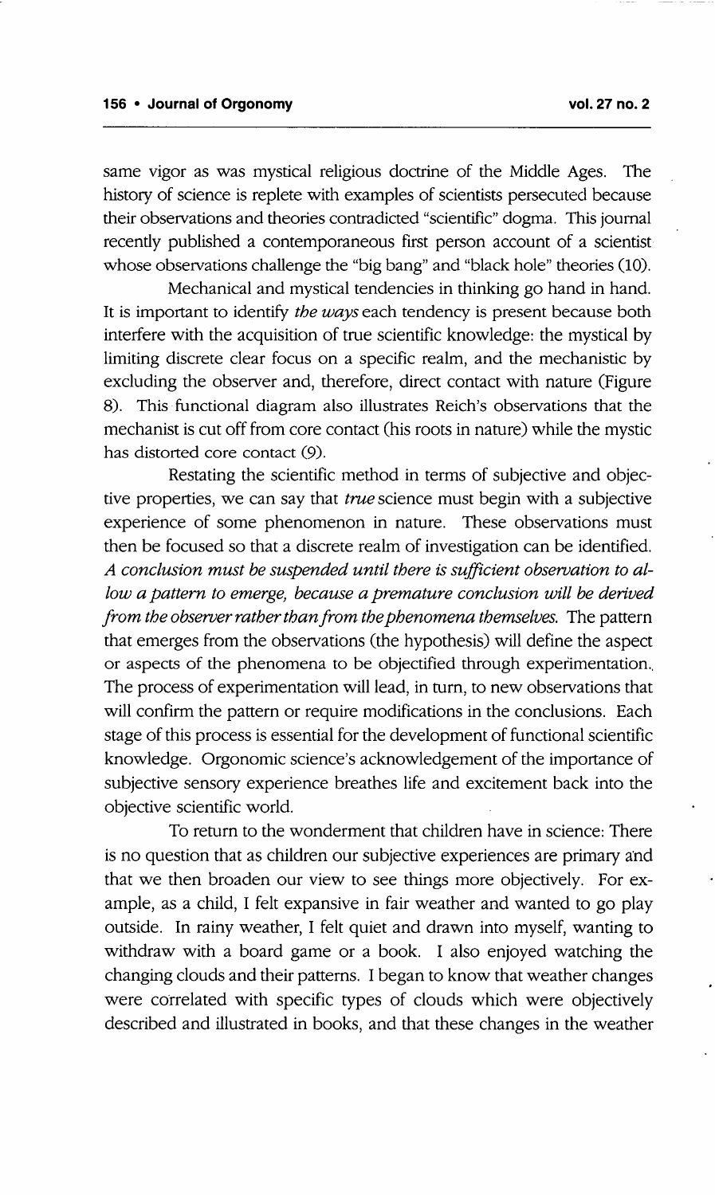same vigor as was mystical religious doctrine of the Middle Ages. The history of science is replete with examples of scientists persecuted because their observations and theories contradicted "scientific" dogma. This journal recently published a contemporaneous first person account of a scientist whose observations challenge the "big bang" and "black hole" theories (10).

Mechanical and mystical tendencies in thinking go hand in hand. It is important to identify *the ways* each tendency is present because both interfere with the acquisition of true scientific knowledge: the mystical by limiting discrete clear focus on a specific realm, and the mechanistic by excluding the observer and, therefore, direct contact with nature (Figure 8). This functional diagram also illustrates Reich's observations that the mechanist is cut off from core contact (his roots in nature) while the mystic has distorted core contact (9).

Restating the scientific method in terms of subjective and objective properties, we can say that *true* science must begin with a subjective experience of some phenomenon in nature. These observations must then be focused so that a discrete realm of investigation can be identified. *A conclusion must be suspended until there is sufficient observation to allow a pattern to emerge, because a premature conclusion will be derived from the observer rather than from the phenomena themselves.* The pattern that emerges from the observations (the hypothesis) will define the aspect or aspects of the phenomena to be objectified through experimentation. The process of experimentation will lead, in turn, to new observations that will confirm the pattern or require modifications in the conclusions. Each stage of this process is essential for the development of functional scientific knowledge. Orgonomic science's acknowledgement of the importance of subjective sensory experience breathes life and excitement back into the objective scientific world.

To return to the wonderment that children have in science: There is no question that as children our subjective experiences are primary and that we then broaden our view to see things more objectively. For example, as a child, I felt expansive in fair weather and wanted to go play outside. In rainy weather, I felt quiet and drawn into myself, wanting to withdraw with a board game or a book. I also enjoyed watching the changing clouds and their patterns. I began to know that weather changes were correlated with specific types of clouds which were objectively described and illustrated in books, and that these changes in the weather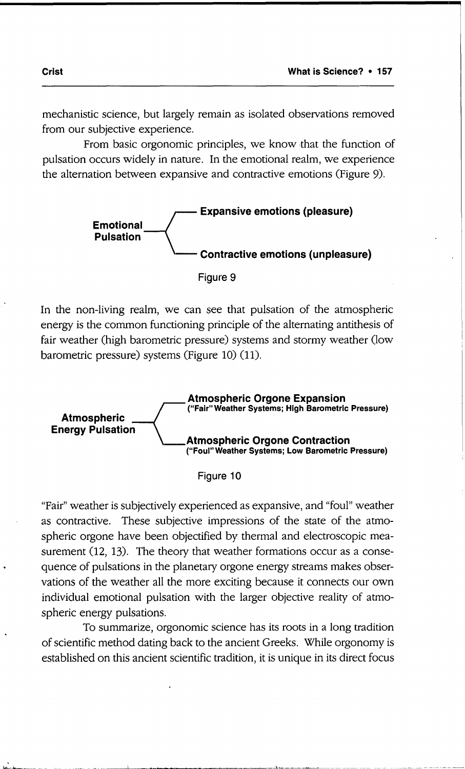mechanistic science, but largely remain as isolated observations removed from our subjective experience.

From basic orgonomic principles, we know that the function of pulsation occurs widely in nature. In the emotional realm, we experience the alternation between expansive and contractive emotions (Figure 9).

**Emotional Pulsation** — **Expansive emotions (pleasure)** / **Contractive emotions (unpleasure)**

Figure 9

In the non-living realm, we can see that pulsation of the atmospheric energy is the common functioning principle of the alternating antithesis of fair weather (high barometric pressure) systems and stormy weather (low barometric pressure) systems (Figure 10) (11).

**Atmospheric Energy Pulsation** — **Atmospheric Orgone Expansion** **("Fair" Weather Systems; High Barometric Pressure)** / **Atmospheric Orgone Contraction** **("Foul" Weather Systems; Low Barometric Pressure)**

Figure 10

"Fair" weather is subjectively experienced as expansive, and "foul" weather as contractive. These subjective impressions of the state of the atmospheric orgone have been objectified by thermal and electroscopic measurement (12, 13). The theory that weather formations occur as a consequence of pulsations in the planetary orgone energy streams makes observations of the weather all the more exciting because it connects our own individual emotional pulsation with the larger objective reality of atmospheric energy pulsations.

To summarize, orgonomic science has its roots in a long tradition of scientific method dating back to the ancient Greeks. While orgonomy is established on this ancient scientific tradition, it is unique in its direct focus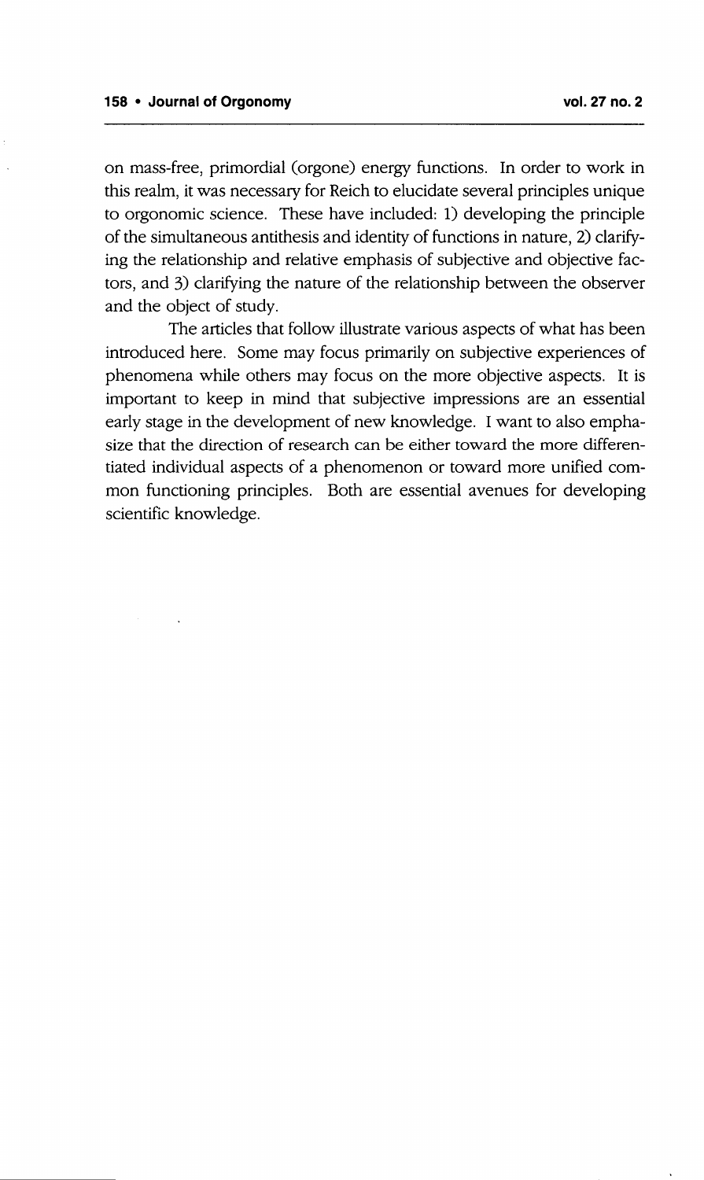on mass-free, primordial (orgone) energy functions. In order to work in this realm, it was necessary for Reich to elucidate several principles unique to orgonomic science. These have included: 1) developing the principle of the simultaneous antithesis and identity of functions in nature, 2) clarifying the relationship and relative emphasis of subjective and objective factors, and 3) clarifying the nature of the relationship between the observer and the object of study.

The articles that follow illustrate various aspects of what has been introduced here. Some may focus primarily on subjective experiences of phenomena while others may focus on the more objective aspects. It is important to keep in mind that subjective impressions are an essential early stage in the development of new knowledge. I want to also emphasize that the direction of research can be either toward the more differentiated individual aspects of a phenomenon or toward more unified common functioning principles. Both are essential avenues for developing scientific knowledge.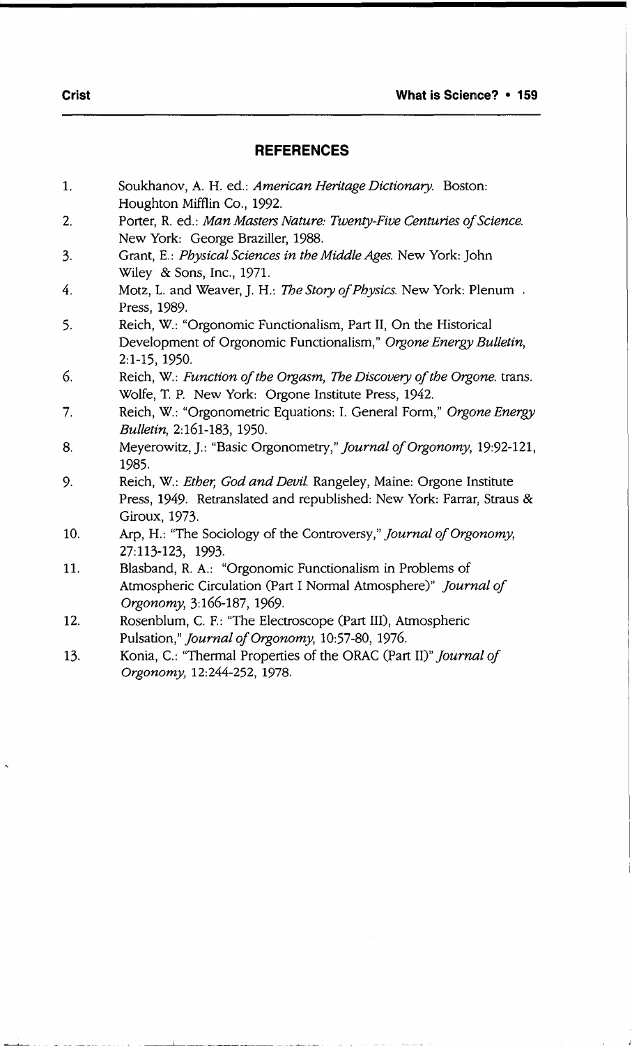## REFERENCES

1. Soukhanov, A. H. ed.: *American Heritage Dictionary.* Boston: Houghton Mifflin Co., 1992.
2. Porter, R. ed.: *Man Masters Nature: Twenty-Five Centuries of Science.* New York: George Braziller, 1988.
3. Grant, E.: *Physical Sciences in the Middle Ages.* New York: John Wiley & Sons, Inc., 1971.
4. Motz, L. and Weaver, J. H.: *The Story of Physics.* New York: Plenum . Press, 1989.
5. Reich, W.: "Orgonomic Functionalism, Part II, On the Historical Development of Orgonomic Functionalism," *Orgone Energy Bulletin,* 2:1-15, 1950.
6. Reich, W.: *Function of the Orgasm, The Discovery of the Orgone.* trans. Wolfe, T. P. New York: Orgone Institute Press, 1942.
7. Reich, W.: "Orgonometric Equations: I. General Form," *Orgone Energy Bulletin,* 2:161-183, 1950.
8. Meyerowitz, J.: "Basic Orgonometry," *Journal of Orgonomy,* 19:92-121, 1985.
9. Reich, W.: *Ether, God and Devil.* Rangeley, Maine: Orgone Institute Press, 1949. Retranslated and republished: New York: Farrar, Straus & Giroux, 1973.
10. Arp, H.: "The Sociology of the Controversy," *Journal of Orgonomy,* 27:113-123, 1993.
11. Blasband, R. A.: "Orgonomic Functionalism in Problems of Atmospheric Circulation (Part I Normal Atmosphere)" *Journal of Orgonomy,* 3:166-187, 1969.
12. Rosenblum, C. F.: "The Electroscope (Part III), Atmospheric Pulsation," *Journal of Orgonomy,* 10:57-80, 1976.
13. Konia, C.: "Thermal Properties of the ORAC (Part II)" *Journal of Orgonomy,* 12:244-252, 1978.